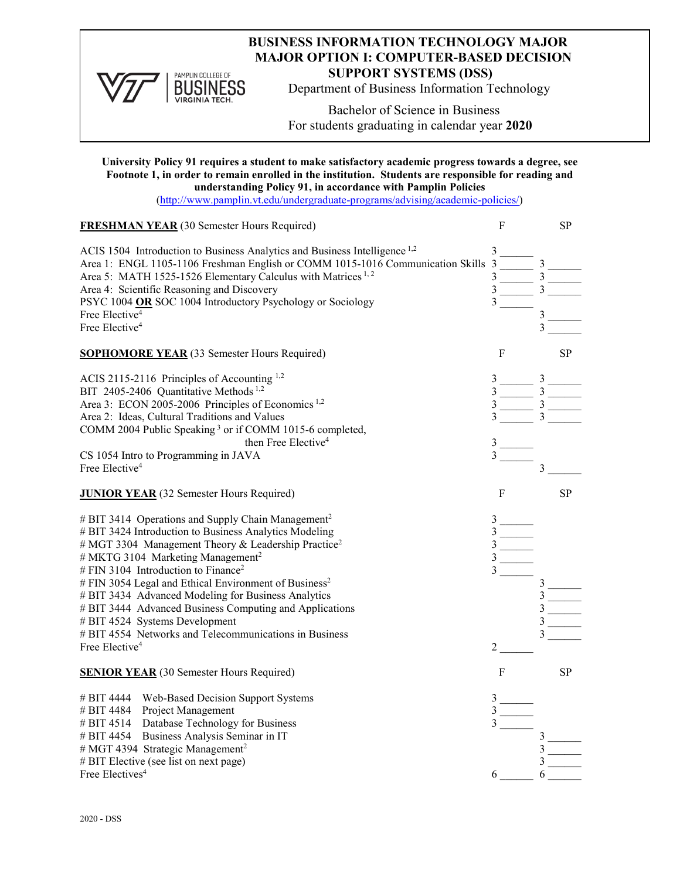# BUSINESS INFORMATION TECHNOLOGY MAJOR
# MAJOR OPTION I: COMPUTER-BASED DECISION SUPPORT SYSTEMS (DSS)

Department of Business Information Technology

Bachelor of Science in Business
For students graduating in calendar year **2020**

**University Policy 91 requires a student to make satisfactory academic progress towards a degree, see Footnote 1, in order to remain enrolled in the institution. Students are responsible for reading and understanding Policy 91, in accordance with Pamplin Policies**
(http://www.pamplin.vt.edu/undergraduate-programs/advising/academic-policies/)

| **FRESHMAN YEAR** (30 Semester Hours Required) | F | SP |
|---|---|---|
| ACIS 1504 Introduction to Business Analytics and Business Intelligence [1,2] | 3 ______ | |
| Area 1: ENGL 1105-1106 Freshman English or COMM 1015-1016 Communication Skills | 3 ______ | 3 ______ |
| Area 5: MATH 1525-1526 Elementary Calculus with Matrices [1,2] | 3 ______ | 3 ______ |
| Area 4: Scientific Reasoning and Discovery | 3 ______ | 3 ______ |
| PSYC 1004 **OR** SOC 1004 Introductory Psychology or Sociology | 3 ______ | |
| Free Elective[4] | | 3 ______ |
| Free Elective[4] | | 3 ______ |

| **SOPHOMORE YEAR** (33 Semester Hours Required) | F | SP |
|---|---|---|
| ACIS 2115-2116 Principles of Accounting [1,2] | 3 ______ | 3 ______ |
| BIT 2405-2406 Quantitative Methods [1,2] | 3 ______ | 3 ______ |
| Area 3: ECON 2005-2006 Principles of Economics [1,2] | 3 ______ | 3 ______ |
| Area 2: Ideas, Cultural Traditions and Values | 3 ______ | 3 ______ |
| COMM 2004 Public Speaking [3] or if COMM 1015-6 completed, then Free Elective[4] | 3 ______ | |
| CS 1054 Intro to Programming in JAVA | 3 ______ | |
| Free Elective[4] | | 3 ______ |

| **JUNIOR YEAR** (32 Semester Hours Required) | F | SP |
|---|---|---|
| # BIT 3414 Operations and Supply Chain Management[2] | 3 ______ | |
| # BIT 3424 Introduction to Business Analytics Modeling | 3 ______ | |
| # MGT 3304 Management Theory & Leadership Practice[2] | 3 ______ | |
| # MKTG 3104 Marketing Management[2] | 3 ______ | |
| # FIN 3104 Introduction to Finance[2] | 3 ______ | |
| # FIN 3054 Legal and Ethical Environment of Business[2] | | 3 ______ |
| # BIT 3434 Advanced Modeling for Business Analytics | | 3 ______ |
| # BIT 3444 Advanced Business Computing and Applications | | 3 ______ |
| # BIT 4524 Systems Development | | 3 ______ |
| # BIT 4554 Networks and Telecommunications in Business | | 3 ______ |
| Free Elective[4] | 2 ______ | |

| **SENIOR YEAR** (30 Semester Hours Required) | F | SP |
|---|---|---|
| # BIT 4444 Web-Based Decision Support Systems | 3 ______ | |
| # BIT 4484 Project Management | 3 ______ | |
| # BIT 4514 Database Technology for Business | 3 ______ | |
| # BIT 4454 Business Analysis Seminar in IT | | 3 ______ |
| # MGT 4394 Strategic Management[2] | | 3 ______ |
| # BIT Elective (see list on next page) | | 3 ______ |
| Free Electives[4] | 6 ______ | 6 ______ |

2020 - DSS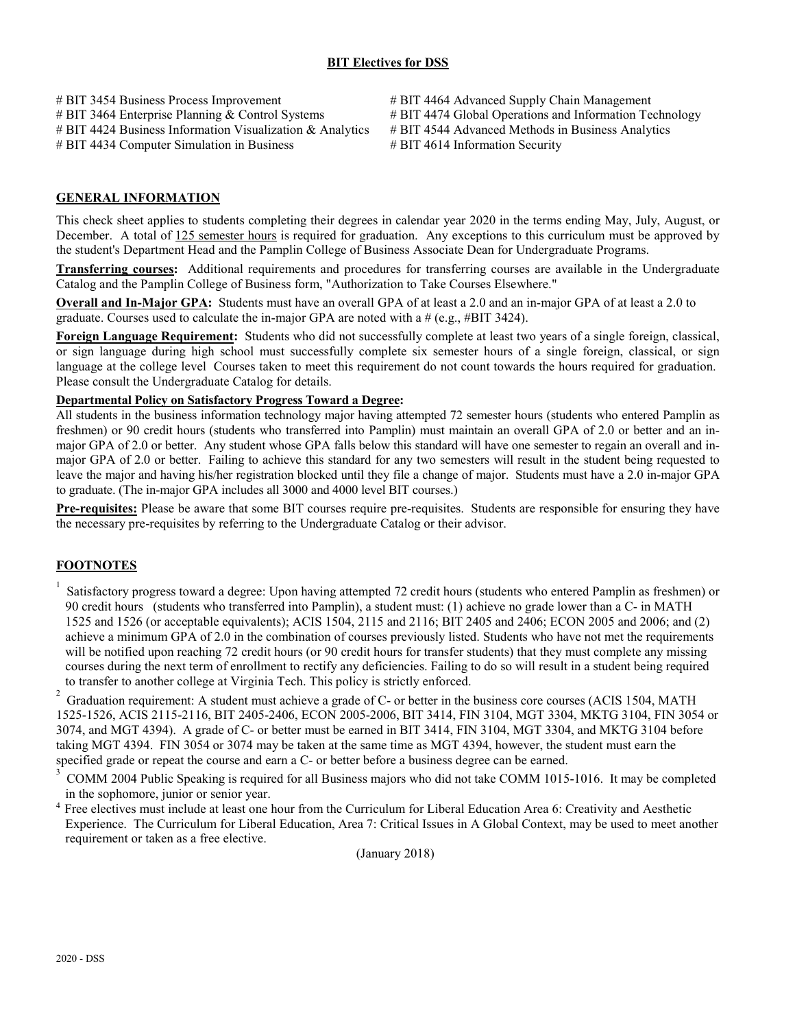## BIT Electives for DSS

- # BIT 3454 Business Process Improvement
- # BIT 3464 Enterprise Planning & Control Systems
- # BIT 4424 Business Information Visualization & Analytics
- # BIT 4434 Computer Simulation in Business
- # BIT 4464 Advanced Supply Chain Management
- # BIT 4474 Global Operations and Information Technology
- # BIT 4544 Advanced Methods in Business Analytics
- # BIT 4614 Information Security

## GENERAL INFORMATION

This check sheet applies to students completing their degrees in calendar year 2020 in the terms ending May, July, August, or December. A total of 125 semester hours is required for graduation. Any exceptions to this curriculum must be approved by the student's Department Head and the Pamplin College of Business Associate Dean for Undergraduate Programs.

**Transferring courses:** Additional requirements and procedures for transferring courses are available in the Undergraduate Catalog and the Pamplin College of Business form, "Authorization to Take Courses Elsewhere."

**Overall and In-Major GPA:** Students must have an overall GPA of at least a 2.0 and an in-major GPA of at least a 2.0 to graduate. Courses used to calculate the in-major GPA are noted with a # (e.g., #BIT 3424).

**Foreign Language Requirement:** Students who did not successfully complete at least two years of a single foreign, classical, or sign language during high school must successfully complete six semester hours of a single foreign, classical, or sign language at the college level Courses taken to meet this requirement do not count towards the hours required for graduation. Please consult the Undergraduate Catalog for details.

**Departmental Policy on Satisfactory Progress Toward a Degree:**
All students in the business information technology major having attempted 72 semester hours (students who entered Pamplin as freshmen) or 90 credit hours (students who transferred into Pamplin) must maintain an overall GPA of 2.0 or better and an in-major GPA of 2.0 or better. Any student whose GPA falls below this standard will have one semester to regain an overall and in-major GPA of 2.0 or better. Failing to achieve this standard for any two semesters will result in the student being requested to leave the major and having his/her registration blocked until they file a change of major. Students must have a 2.0 in-major GPA to graduate. (The in-major GPA includes all 3000 and 4000 level BIT courses.)

**Pre-requisites:** Please be aware that some BIT courses require pre-requisites. Students are responsible for ensuring they have the necessary pre-requisites by referring to the Undergraduate Catalog or their advisor.

## FOOTNOTES

[1] Satisfactory progress toward a degree: Upon having attempted 72 credit hours (students who entered Pamplin as freshmen) or 90 credit hours (students who transferred into Pamplin), a student must: (1) achieve no grade lower than a C- in MATH 1525 and 1526 (or acceptable equivalents); ACIS 1504, 2115 and 2116; BIT 2405 and 2406; ECON 2005 and 2006; and (2) achieve a minimum GPA of 2.0 in the combination of courses previously listed. Students who have not met the requirements will be notified upon reaching 72 credit hours (or 90 credit hours for transfer students) that they must complete any missing courses during the next term of enrollment to rectify any deficiencies. Failing to do so will result in a student being required to transfer to another college at Virginia Tech. This policy is strictly enforced.

[2] Graduation requirement: A student must achieve a grade of C- or better in the business core courses (ACIS 1504, MATH 1525-1526, ACIS 2115-2116, BIT 2405-2406, ECON 2005-2006, BIT 3414, FIN 3104, MGT 3304, MKTG 3104, FIN 3054 or 3074, and MGT 4394). A grade of C- or better must be earned in BIT 3414, FIN 3104, MGT 3304, and MKTG 3104 before taking MGT 4394. FIN 3054 or 3074 may be taken at the same time as MGT 4394, however, the student must earn the specified grade or repeat the course and earn a C- or better before a business degree can be earned.

[3] COMM 2004 Public Speaking is required for all Business majors who did not take COMM 1015-1016. It may be completed in the sophomore, junior or senior year.

[4] Free electives must include at least one hour from the Curriculum for Liberal Education Area 6: Creativity and Aesthetic Experience. The Curriculum for Liberal Education, Area 7: Critical Issues in A Global Context, may be used to meet another requirement or taken as a free elective.

(January 2018)

2020 - DSS